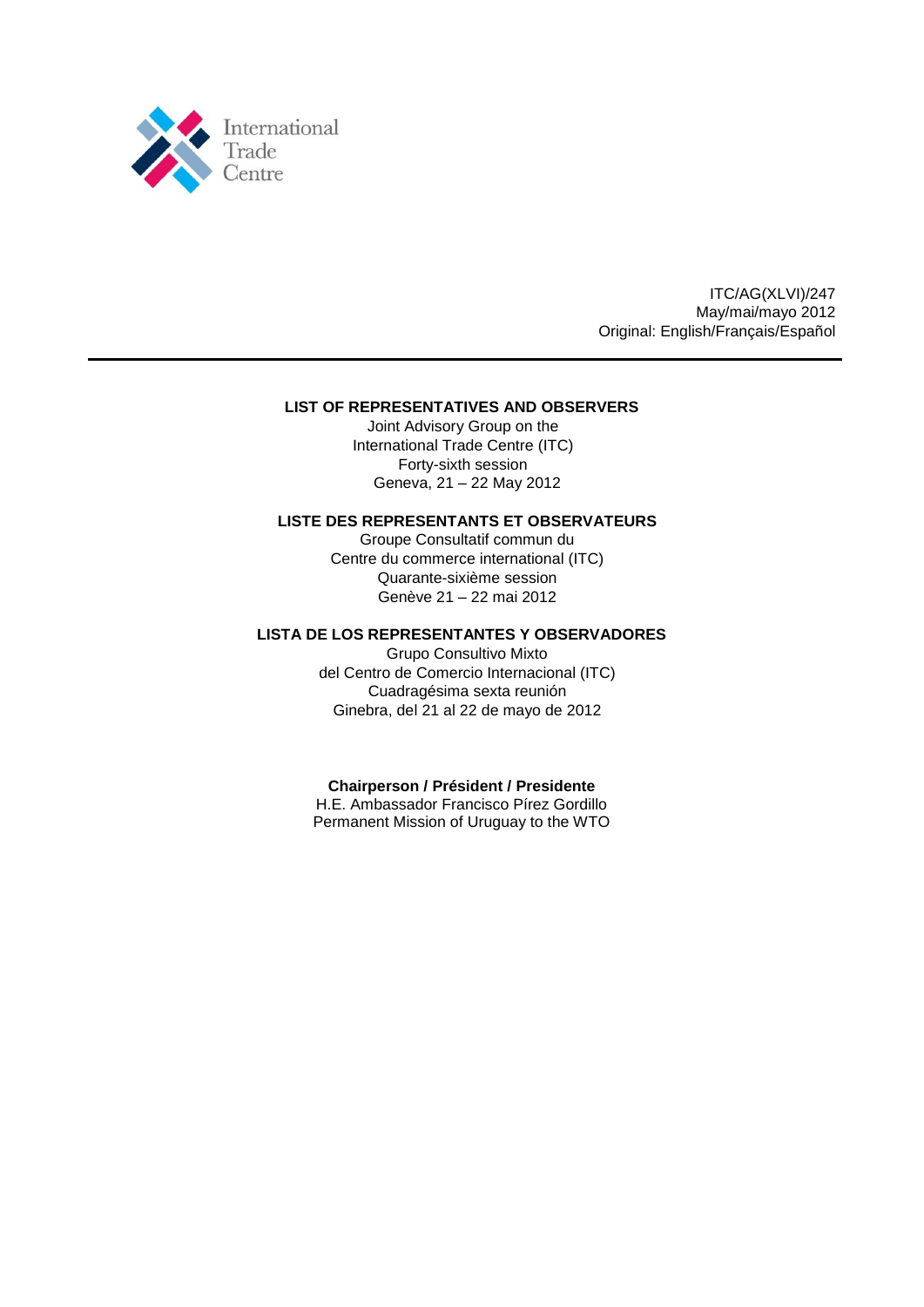International Trade Centre

ITC/AG(XLVI)/247
May/mai/mayo 2012
Original: English/Français/Español

---

## LIST OF REPRESENTATIVES AND OBSERVERS

Joint Advisory Group on the
International Trade Centre (ITC)
Forty-sixth session
Geneva, 21 – 22 May 2012

## LISTE DES REPRESENTANTS ET OBSERVATEURS

Groupe Consultatif commun du
Centre du commerce international (ITC)
Quarante-sixième session
Genève 21 – 22 mai 2012

## LISTA DE LOS REPRESENTANTES Y OBSERVADORES

Grupo Consultivo Mixto
del Centro de Comercio Internacional (ITC)
Cuadragésima sexta reunión
Ginebra, del 21 al 22 de mayo de 2012

**Chairperson / Président / Presidente**
H.E. Ambassador Francisco Pírez Gordillo
Permanent Mission of Uruguay to the WTO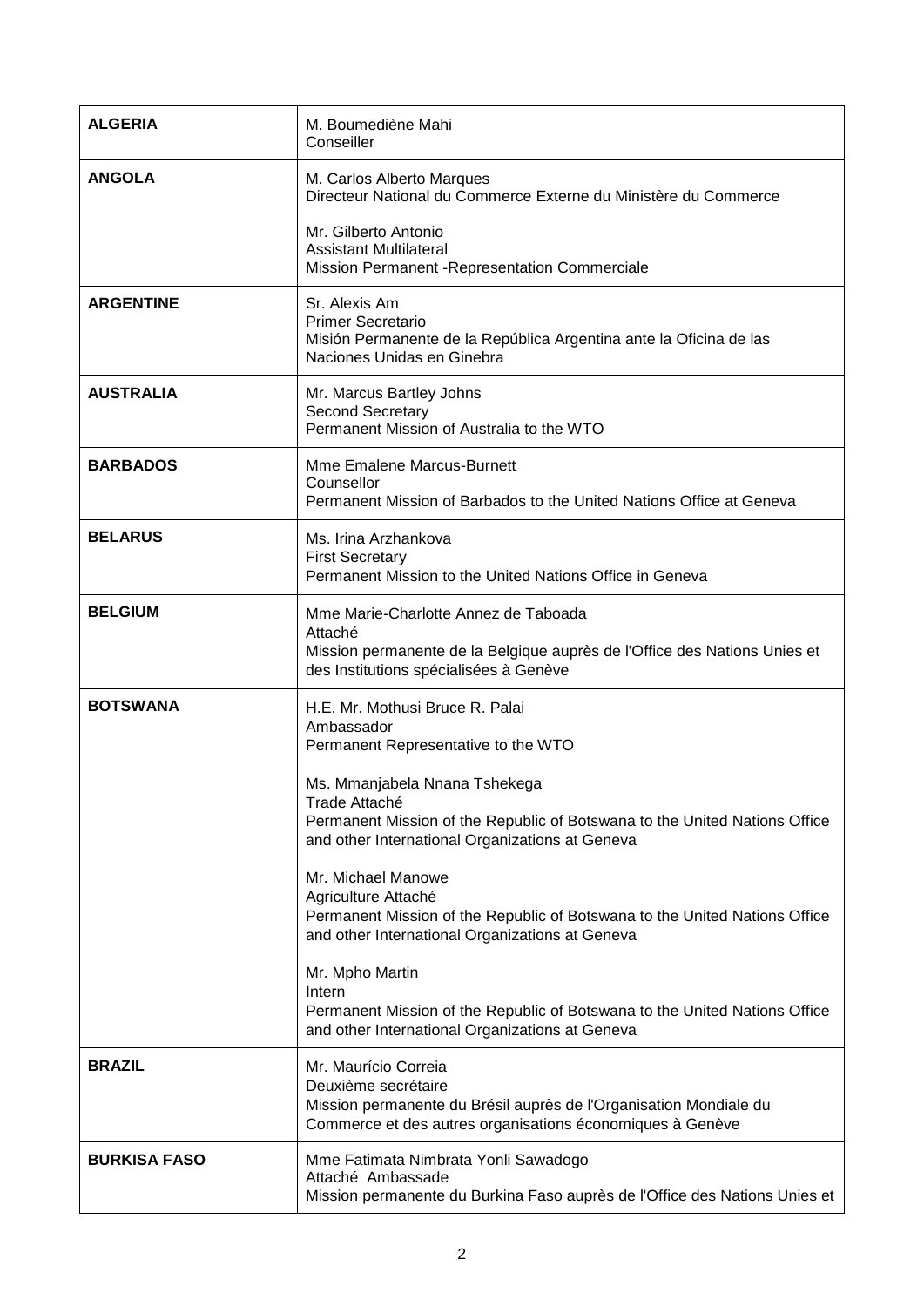| | |
|---|---|
| **ALGERIA** | M. Boumediène Mahi<br>Conseiller |
| **ANGOLA** | M. Carlos Alberto Marques<br>Directeur National du Commerce Externe du Ministère du Commerce<br><br>Mr. Gilberto Antonio<br>Assistant Multilateral<br>Mission Permanent -Representation Commerciale |
| **ARGENTINE** | Sr. Alexis Am<br>Primer Secretario<br>Misión Permanente de la República Argentina ante la Oficina de las Naciones Unidas en Ginebra |
| **AUSTRALIA** | Mr. Marcus Bartley Johns<br>Second Secretary<br>Permanent Mission of Australia to the WTO |
| **BARBADOS** | Mme Emalene Marcus-Burnett<br>Counsellor<br>Permanent Mission of Barbados to the United Nations Office at Geneva |
| **BELARUS** | Ms. Irina Arzhankova<br>First Secretary<br>Permanent Mission to the United Nations Office in Geneva |
| **BELGIUM** | Mme Marie-Charlotte Annez de Taboada<br>Attaché<br>Mission permanente de la Belgique auprès de l'Office des Nations Unies et des Institutions spécialisées à Genève |
| **BOTSWANA** | H.E. Mr. Mothusi Bruce R. Palai<br>Ambassador<br>Permanent Representative to the WTO<br><br>Ms. Mmanjabela Nnana Tshekega<br>Trade Attaché<br>Permanent Mission of the Republic of Botswana to the United Nations Office and other International Organizations at Geneva<br><br>Mr. Michael Manowe<br>Agriculture Attaché<br>Permanent Mission of the Republic of Botswana to the United Nations Office and other International Organizations at Geneva<br><br>Mr. Mpho Martin<br>Intern<br>Permanent Mission of the Republic of Botswana to the United Nations Office and other International Organizations at Geneva |
| **BRAZIL** | Mr. Maurício Correia<br>Deuxième secrétaire<br>Mission permanente du Brésil auprès de l'Organisation Mondiale du Commerce et des autres organisations économiques à Genève |
| **BURKISA FASO** | Mme Fatimata Nimbrata Yonli Sawadogo<br>Attaché Ambassade<br>Mission permanente du Burkina Faso auprès de l'Office des Nations Unies et |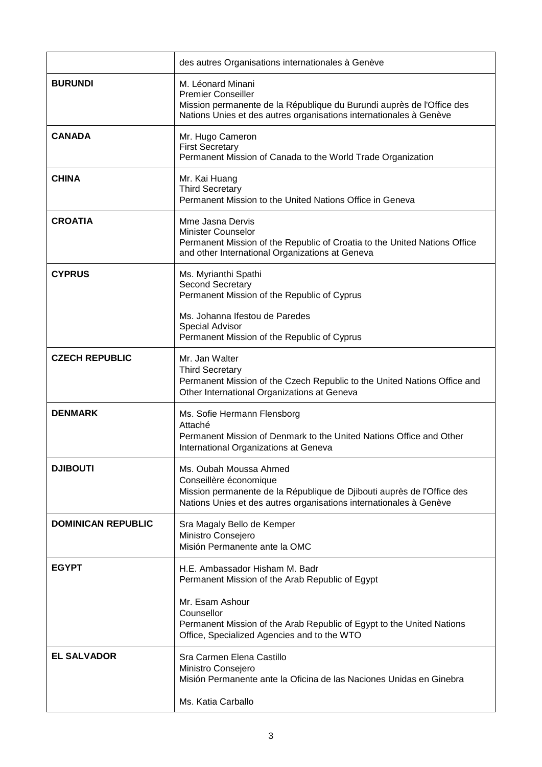| | |
|---|---|
| | des autres Organisations internationales à Genève |
| **BURUNDI** | M. Léonard Minani<br>Premier Conseiller<br>Mission permanente de la République du Burundi auprès de l'Office des Nations Unies et des autres organisations internationales à Genève |
| **CANADA** | Mr. Hugo Cameron<br>First Secretary<br>Permanent Mission of Canada to the World Trade Organization |
| **CHINA** | Mr. Kai Huang<br>Third Secretary<br>Permanent Mission to the United Nations Office in Geneva |
| **CROATIA** | Mme Jasna Dervis<br>Minister Counselor<br>Permanent Mission of the Republic of Croatia to the United Nations Office and other International Organizations at Geneva |
| **CYPRUS** | Ms. Myrianthi Spathi<br>Second Secretary<br>Permanent Mission of the Republic of Cyprus<br><br>Ms. Johanna Ifestou de Paredes<br>Special Advisor<br>Permanent Mission of the Republic of Cyprus |
| **CZECH REPUBLIC** | Mr. Jan Walter<br>Third Secretary<br>Permanent Mission of the Czech Republic to the United Nations Office and Other International Organizations at Geneva |
| **DENMARK** | Ms. Sofie Hermann Flensborg<br>Attaché<br>Permanent Mission of Denmark to the United Nations Office and Other International Organizations at Geneva |
| **DJIBOUTI** | Ms. Oubah Moussa Ahmed<br>Conseillère économique<br>Mission permanente de la République de Djibouti auprès de l'Office des Nations Unies et des autres organisations internationales à Genève |
| **DOMINICAN REPUBLIC** | Sra Magaly Bello de Kemper<br>Ministro Consejero<br>Misión Permanente ante la OMC |
| **EGYPT** | H.E. Ambassador Hisham M. Badr<br>Permanent Mission of the Arab Republic of Egypt<br><br>Mr. Esam Ashour<br>Counsellor<br>Permanent Mission of the Arab Republic of Egypt to the United Nations Office, Specialized Agencies and to the WTO |
| **EL SALVADOR** | Sra Carmen Elena Castillo<br>Ministro Consejero<br>Misión Permanente ante la Oficina de las Naciones Unidas en Ginebra<br><br>Ms. Katia Carballo |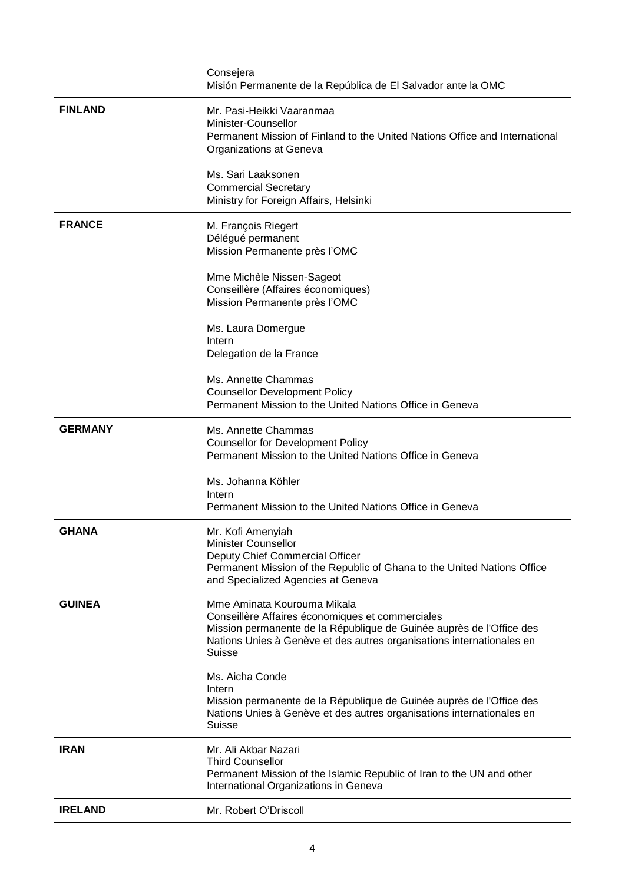| | |
|---|---|
| | Consejera<br>Misión Permanente de la República de El Salvador ante la OMC |
| **FINLAND** | Mr. Pasi-Heikki Vaaranmaa<br>Minister-Counsellor<br>Permanent Mission of Finland to the United Nations Office and International Organizations at Geneva<br><br>Ms. Sari Laaksonen<br>Commercial Secretary<br>Ministry for Foreign Affairs, Helsinki |
| **FRANCE** | M. François Riegert<br>Délégué permanent<br>Mission Permanente près l'OMC<br><br>Mme Michèle Nissen-Sageot<br>Conseillère (Affaires économiques)<br>Mission Permanente près l'OMC<br><br>Ms. Laura Domergue<br>Intern<br>Delegation de la France<br><br>Ms. Annette Chammas<br>Counsellor Development Policy<br>Permanent Mission to the United Nations Office in Geneva |
| **GERMANY** | Ms. Annette Chammas<br>Counsellor for Development Policy<br>Permanent Mission to the United Nations Office in Geneva<br><br>Ms. Johanna Köhler<br>Intern<br>Permanent Mission to the United Nations Office in Geneva |
| **GHANA** | Mr. Kofi Amenyiah<br>Minister Counsellor<br>Deputy Chief Commercial Officer<br>Permanent Mission of the Republic of Ghana to the United Nations Office and Specialized Agencies at Geneva |
| **GUINEA** | Mme Aminata Kourouma Mikala<br>Conseillère Affaires économiques et commerciales<br>Mission permanente de la République de Guinée auprès de l'Office des Nations Unies à Genève et des autres organisations internationales en Suisse<br><br>Ms. Aicha Conde<br>Intern<br>Mission permanente de la République de Guinée auprès de l'Office des Nations Unies à Genève et des autres organisations internationales en Suisse |
| **IRAN** | Mr. Ali Akbar Nazari<br>Third Counsellor<br>Permanent Mission of the Islamic Republic of Iran to the UN and other International Organizations in Geneva |
| **IRELAND** | Mr. Robert O'Driscoll |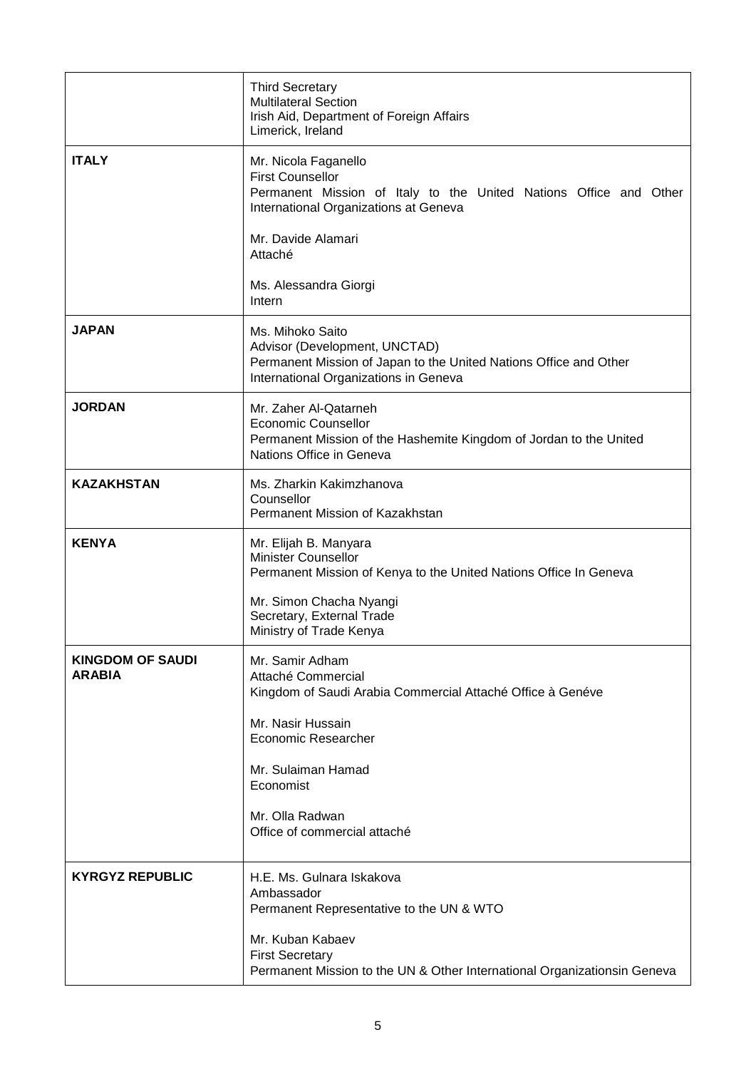| | |
|---|---|
| | Third Secretary<br>Multilateral Section<br>Irish Aid, Department of Foreign Affairs<br>Limerick, Ireland |
| **ITALY** | Mr. Nicola Faganello<br>First Counsellor<br>Permanent Mission of Italy to the United Nations Office and Other International Organizations at Geneva<br><br>Mr. Davide Alamari<br>Attaché<br><br>Ms. Alessandra Giorgi<br>Intern |
| **JAPAN** | Ms. Mihoko Saito<br>Advisor (Development, UNCTAD)<br>Permanent Mission of Japan to the United Nations Office and Other International Organizations in Geneva |
| **JORDAN** | Mr. Zaher Al-Qatarneh<br>Economic Counsellor<br>Permanent Mission of the Hashemite Kingdom of Jordan to the United Nations Office in Geneva |
| **KAZAKHSTAN** | Ms. Zharkin Kakimzhanova<br>Counsellor<br>Permanent Mission of Kazakhstan |
| **KENYA** | Mr. Elijah B. Manyara<br>Minister Counsellor<br>Permanent Mission of Kenya to the United Nations Office In Geneva<br><br>Mr. Simon Chacha Nyangi<br>Secretary, External Trade<br>Ministry of Trade Kenya |
| **KINGDOM OF SAUDI ARABIA** | Mr. Samir Adham<br>Attaché Commercial<br>Kingdom of Saudi Arabia Commercial Attaché Office à Genéve<br><br>Mr. Nasir Hussain<br>Economic Researcher<br><br>Mr. Sulaiman Hamad<br>Economist<br><br>Mr. Olla Radwan<br>Office of commercial attaché |
| **KYRGYZ REPUBLIC** | H.E. Ms. Gulnara Iskakova<br>Ambassador<br>Permanent Representative to the UN & WTO<br><br>Mr. Kuban Kabaev<br>First Secretary<br>Permanent Mission to the UN & Other International Organizationsin Geneva |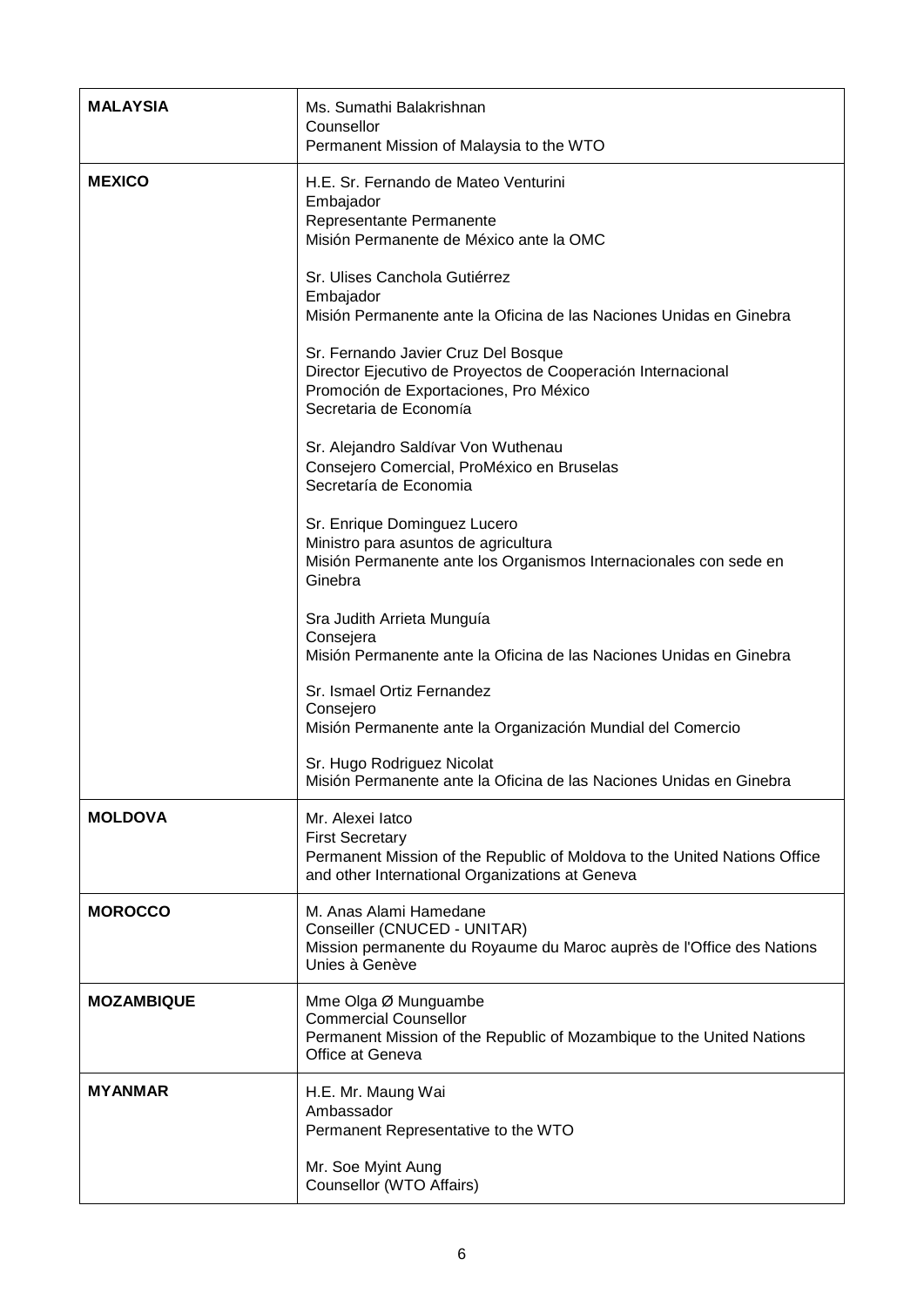| | |
|---|---|
| **MALAYSIA** | Ms. Sumathi Balakrishnan<br>Counsellor<br>Permanent Mission of Malaysia to the WTO |
| **MEXICO** | H.E. Sr. Fernando de Mateo Venturini<br>Embajador<br>Representante Permanente<br>Misión Permanente de México ante la OMC<br><br>Sr. Ulises Canchola Gutiérrez<br>Embajador<br>Misión Permanente ante la Oficina de las Naciones Unidas en Ginebra<br><br>Sr. Fernando Javier Cruz Del Bosque<br>Director Ejecutivo de Proyectos de Cooperación Internacional<br>Promoción de Exportaciones, Pro México<br>Secretaria de Economía<br><br>Sr. Alejandro Saldívar Von Wuthenau<br>Consejero Comercial, ProMéxico en Bruselas<br>Secretaría de Economia<br><br>Sr. Enrique Dominguez Lucero<br>Ministro para asuntos de agricultura<br>Misión Permanente ante los Organismos Internacionales con sede en Ginebra<br><br>Sra Judith Arrieta Munguía<br>Consejera<br>Misión Permanente ante la Oficina de las Naciones Unidas en Ginebra<br><br>Sr. Ismael Ortiz Fernandez<br>Consejero<br>Misión Permanente ante la Organización Mundial del Comercio<br><br>Sr. Hugo Rodriguez Nicolat<br>Misión Permanente ante la Oficina de las Naciones Unidas en Ginebra |
| **MOLDOVA** | Mr. Alexei Iatco<br>First Secretary<br>Permanent Mission of the Republic of Moldova to the United Nations Office and other International Organizations at Geneva |
| **MOROCCO** | M. Anas Alami Hamedane<br>Conseiller (CNUCED - UNITAR)<br>Mission permanente du Royaume du Maroc auprès de l'Office des Nations Unies à Genève |
| **MOZAMBIQUE** | Mme Olga Ø Munguambe<br>Commercial Counsellor<br>Permanent Mission of the Republic of Mozambique to the United Nations Office at Geneva |
| **MYANMAR** | H.E. Mr. Maung Wai<br>Ambassador<br>Permanent Representative to the WTO<br><br>Mr. Soe Myint Aung<br>Counsellor (WTO Affairs) |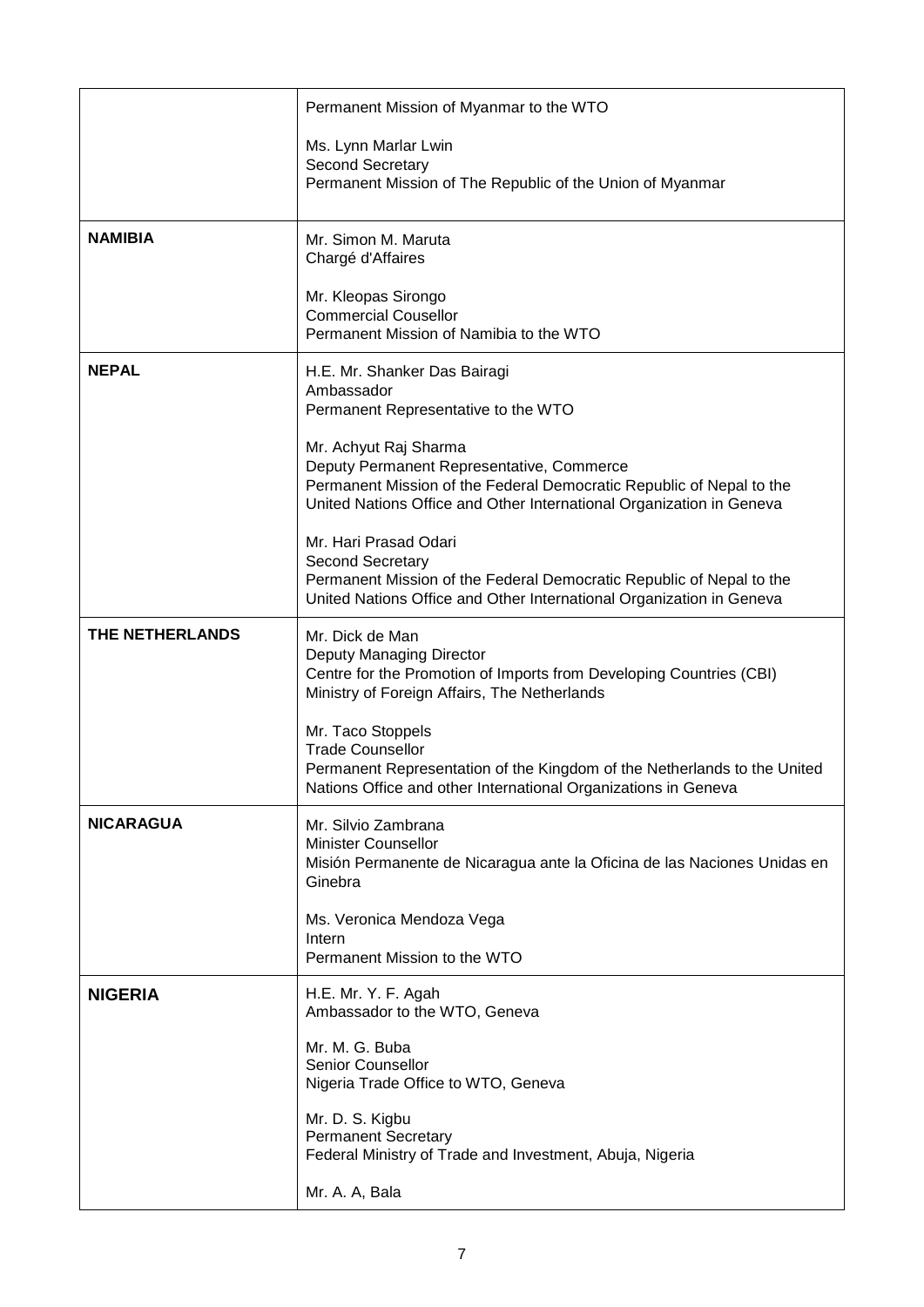| | |
|---|---|
| | Permanent Mission of Myanmar to the WTO<br><br>Ms. Lynn Marlar Lwin<br>Second Secretary<br>Permanent Mission of The Republic of the Union of Myanmar |
| **NAMIBIA** | Mr. Simon M. Maruta<br>Chargé d'Affaires<br><br>Mr. Kleopas Sirongo<br>Commercial Cousellor<br>Permanent Mission of Namibia to the WTO |
| **NEPAL** | H.E. Mr. Shanker Das Bairagi<br>Ambassador<br>Permanent Representative to the WTO<br><br>Mr. Achyut Raj Sharma<br>Deputy Permanent Representative, Commerce<br>Permanent Mission of the Federal Democratic Republic of Nepal to the United Nations Office and Other International Organization in Geneva<br><br>Mr. Hari Prasad Odari<br>Second Secretary<br>Permanent Mission of the Federal Democratic Republic of Nepal to the United Nations Office and Other International Organization in Geneva |
| **THE NETHERLANDS** | Mr. Dick de Man<br>Deputy Managing Director<br>Centre for the Promotion of Imports from Developing Countries (CBI)<br>Ministry of Foreign Affairs, The Netherlands<br><br>Mr. Taco Stoppels<br>Trade Counsellor<br>Permanent Representation of the Kingdom of the Netherlands to the United Nations Office and other International Organizations in Geneva |
| **NICARAGUA** | Mr. Silvio Zambrana<br>Minister Counsellor<br>Misión Permanente de Nicaragua ante la Oficina de las Naciones Unidas en Ginebra<br><br>Ms. Veronica Mendoza Vega<br>Intern<br>Permanent Mission to the WTO |
| **NIGERIA** | H.E. Mr. Y. F. Agah<br>Ambassador to the WTO, Geneva<br><br>Mr. M. G. Buba<br>Senior Counsellor<br>Nigeria Trade Office to WTO, Geneva<br><br>Mr. D. S. Kigbu<br>Permanent Secretary<br>Federal Ministry of Trade and Investment, Abuja, Nigeria<br><br>Mr. A. A, Bala |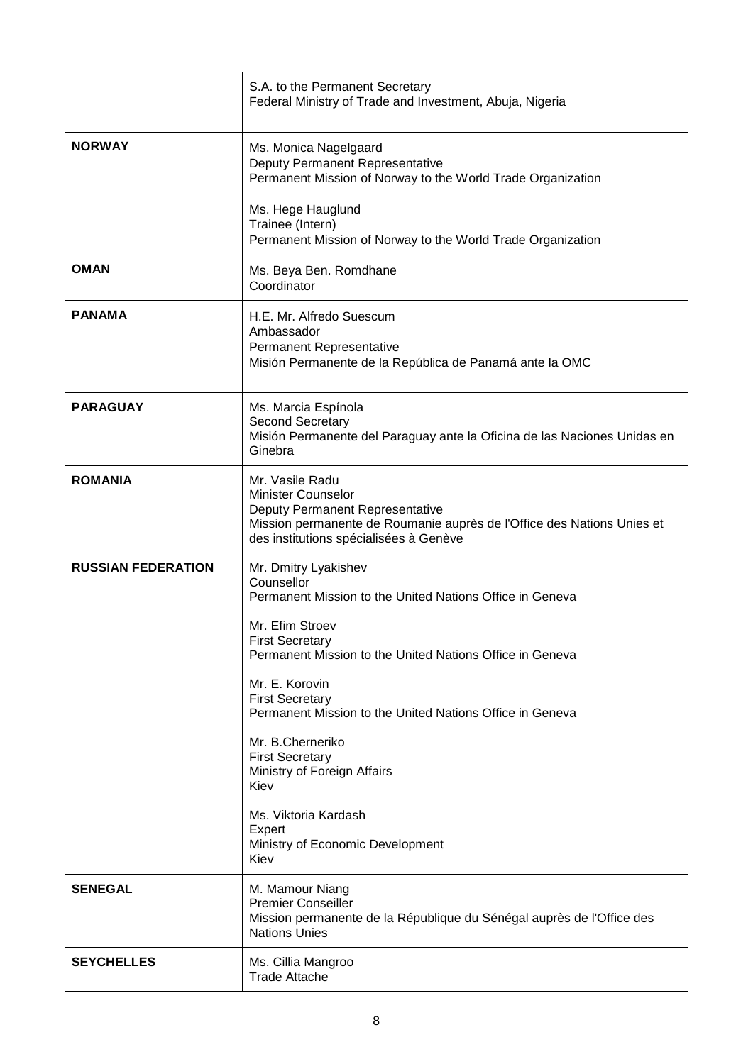| | |
|---|---|
| | S.A. to the Permanent Secretary<br>Federal Ministry of Trade and Investment, Abuja, Nigeria |
| **NORWAY** | Ms. Monica Nagelgaard<br>Deputy Permanent Representative<br>Permanent Mission of Norway to the World Trade Organization<br><br>Ms. Hege Hauglund<br>Trainee (Intern)<br>Permanent Mission of Norway to the World Trade Organization |
| **OMAN** | Ms. Beya Ben. Romdhane<br>Coordinator |
| **PANAMA** | H.E. Mr. Alfredo Suescum<br>Ambassador<br>Permanent Representative<br>Misión Permanente de la República de Panamá ante la OMC |
| **PARAGUAY** | Ms. Marcia Espínola<br>Second Secretary<br>Misión Permanente del Paraguay ante la Oficina de las Naciones Unidas en Ginebra |
| **ROMANIA** | Mr. Vasile Radu<br>Minister Counselor<br>Deputy Permanent Representative<br>Mission permanente de Roumanie auprès de l'Office des Nations Unies et des institutions spécialisées à Genève |
| **RUSSIAN FEDERATION** | Mr. Dmitry Lyakishev<br>Counsellor<br>Permanent Mission to the United Nations Office in Geneva<br><br>Mr. Efim Stroev<br>First Secretary<br>Permanent Mission to the United Nations Office in Geneva<br><br>Mr. E. Korovin<br>First Secretary<br>Permanent Mission to the United Nations Office in Geneva<br><br>Mr. B.Chereriko<br>First Secretary<br>Ministry of Foreign Affairs<br>Kiev<br><br>Ms. Viktoria Kardash<br>Expert<br>Ministry of Economic Development<br>Kiev |
| **SENEGAL** | M. Mamour Niang<br>Premier Conseiller<br>Mission permanente de la République du Sénégal auprès de l'Office des Nations Unies |
| **SEYCHELLES** | Ms. Cillia Mangroo<br>Trade Attache |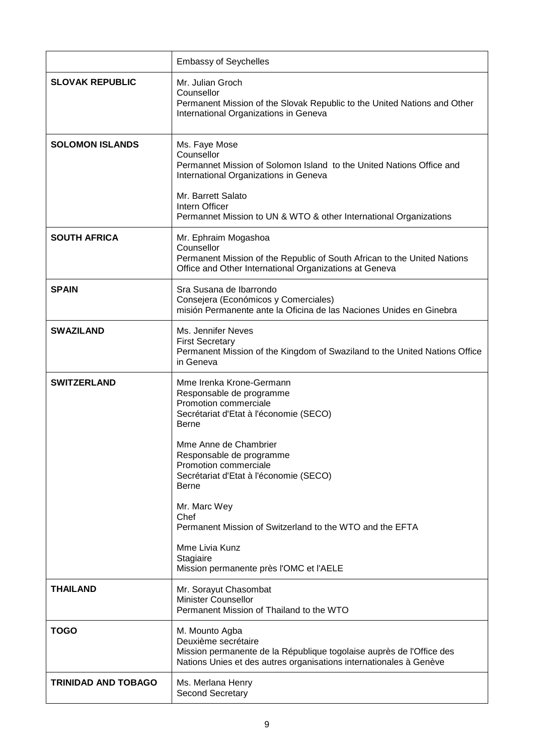| | |
|---|---|
| | Embassy of Seychelles |
| **SLOVAK REPUBLIC** | Mr. Julian Groch<br>Counsellor<br>Permanent Mission of the Slovak Republic to the United Nations and Other International Organizations in Geneva |
| **SOLOMON ISLANDS** | Ms. Faye Mose<br>Counsellor<br>Permannet Mission of Solomon Island to the United Nations Office and International Organizations in Geneva<br><br>Mr. Barrett Salato<br>Intern Officer<br>Permannet Mission to UN & WTO & other International Organizations |
| **SOUTH AFRICA** | Mr. Ephraim Mogashoa<br>Counsellor<br>Permanent Mission of the Republic of South African to the United Nations Office and Other International Organizations at Geneva |
| **SPAIN** | Sra Susana de Ibarrondo<br>Consejera (Económicos y Comerciales)<br>misión Permanente ante la Oficina de las Naciones Unides en Ginebra |
| **SWAZILAND** | Ms. Jennifer Neves<br>First Secretary<br>Permanent Mission of the Kingdom of Swaziland to the United Nations Office in Geneva |
| **SWITZERLAND** | Mme Irenka Krone-Germann<br>Responsable de programme<br>Promotion commerciale<br>Secrétariat d'Etat à l'économie (SECO)<br>Berne<br><br>Mme Anne de Chambrier<br>Responsable de programme<br>Promotion commerciale<br>Secrétariat d'Etat à l'économie (SECO)<br>Berne<br><br>Mr. Marc Wey<br>Chef<br>Permanent Mission of Switzerland to the WTO and the EFTA<br><br>Mme Livia Kunz<br>Stagiaire<br>Mission permanente près l'OMC et l'AELE |
| **THAILAND** | Mr. Sorayut Chasombat<br>Minister Counsellor<br>Permanent Mission of Thailand to the WTO |
| **TOGO** | M. Mounto Agba<br>Deuxième secrétaire<br>Mission permanente de la République togolaise auprès de l'Office des Nations Unies et des autres organisations internationales à Genève |
| **TRINIDAD AND TOBAGO** | Ms. Merlana Henry<br>Second Secretary |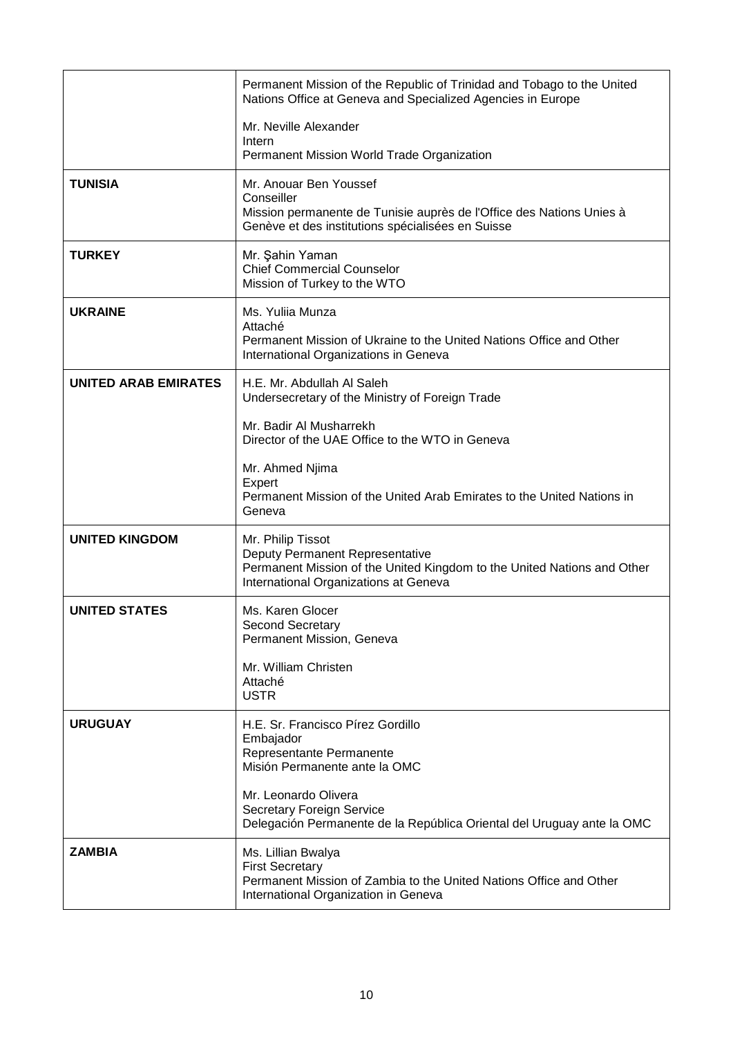| | |
|---|---|
| | Permanent Mission of the Republic of Trinidad and Tobago to the United Nations Office at Geneva and Specialized Agencies in Europe<br><br>Mr. Neville Alexander<br>Intern<br>Permanent Mission World Trade Organization |
| **TUNISIA** | Mr. Anouar Ben Youssef<br>Conseiller<br>Mission permanente de Tunisie auprès de l'Office des Nations Unies à Genève et des institutions spécialisées en Suisse |
| **TURKEY** | Mr. Şahin Yaman<br>Chief Commercial Counselor<br>Mission of Turkey to the WTO |
| **UKRAINE** | Ms. Yuliia Munza<br>Attaché<br>Permanent Mission of Ukraine to the United Nations Office and Other International Organizations in Geneva |
| **UNITED ARAB EMIRATES** | H.E. Mr. Abdullah Al Saleh<br>Undersecretary of the Ministry of Foreign Trade<br><br>Mr. Badir Al Musharrekh<br>Director of the UAE Office to the WTO in Geneva<br><br>Mr. Ahmed Njima<br>Expert<br>Permanent Mission of the United Arab Emirates to the United Nations in Geneva |
| **UNITED KINGDOM** | Mr. Philip Tissot<br>Deputy Permanent Representative<br>Permanent Mission of the United Kingdom to the United Nations and Other International Organizations at Geneva |
| **UNITED STATES** | Ms. Karen Glocer<br>Second Secretary<br>Permanent Mission, Geneva<br><br>Mr. William Christen<br>Attaché<br>USTR |
| **URUGUAY** | H.E. Sr. Francisco Pírez Gordillo<br>Embajador<br>Representante Permanente<br>Misión Permanente ante la OMC<br><br>Mr. Leonardo Olivera<br>Secretary Foreign Service<br>Delegación Permanente de la República Oriental del Uruguay ante la OMC |
| **ZAMBIA** | Ms. Lillian Bwalya<br>First Secretary<br>Permanent Mission of Zambia to the United Nations Office and Other International Organization in Geneva |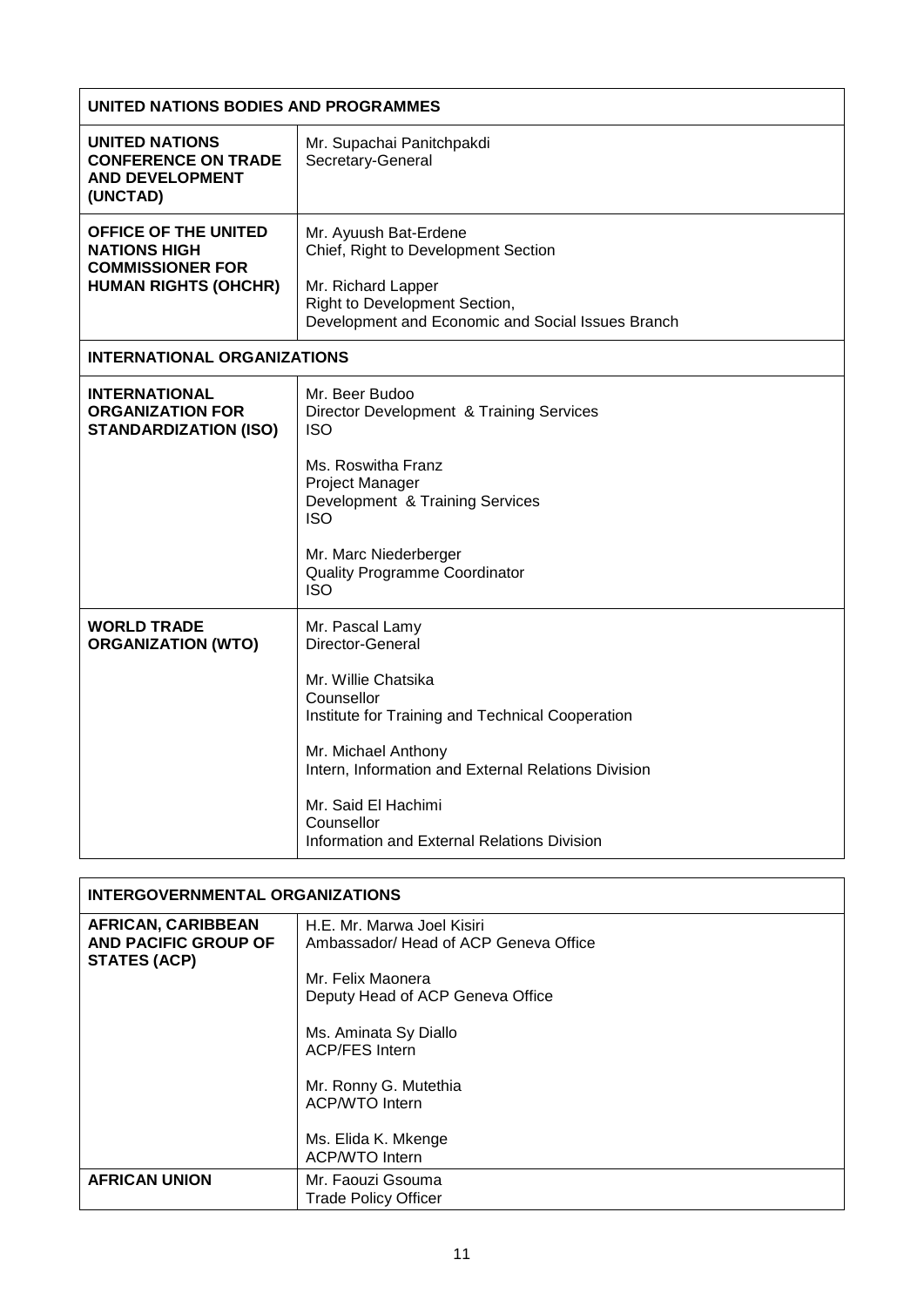| UNITED NATIONS BODIES AND PROGRAMMES | |
|---|---|
| **UNITED NATIONS CONFERENCE ON TRADE AND DEVELOPMENT (UNCTAD)** | Mr. Supachai Panitchpakdi<br>Secretary-General |
| **OFFICE OF THE UNITED NATIONS HIGH COMMISSIONER FOR HUMAN RIGHTS (OHCHR)** | Mr. Ayuush Bat-Erdene<br>Chief, Right to Development Section<br><br>Mr. Richard Lapper<br>Right to Development Section,<br>Development and Economic and Social Issues Branch |
| **INTERNATIONAL ORGANIZATIONS** | |
| **INTERNATIONAL ORGANIZATION FOR STANDARDIZATION (ISO)** | Mr. Beer Budoo<br>Director Development & Training Services<br>ISO<br><br>Ms. Roswitha Franz<br>Project Manager<br>Development & Training Services<br>ISO<br><br>Mr. Marc Niederberger<br>Quality Programme Coordinator<br>ISO |
| **WORLD TRADE ORGANIZATION (WTO)** | Mr. Pascal Lamy<br>Director-General<br><br>Mr. Willie Chatsika<br>Counsellor<br>Institute for Training and Technical Cooperation<br><br>Mr. Michael Anthony<br>Intern, Information and External Relations Division<br><br>Mr. Said El Hachimi<br>Counsellor<br>Information and External Relations Division |

| INTERGOVERNMENTAL ORGANIZATIONS | |
|---|---|
| **AFRICAN, CARIBBEAN AND PACIFIC GROUP OF STATES (ACP)** | H.E. Mr. Marwa Joel Kisiri<br>Ambassador/ Head of ACP Geneva Office<br><br>Mr. Felix Maonera<br>Deputy Head of ACP Geneva Office<br><br>Ms. Aminata Sy Diallo<br>ACP/FES Intern<br><br>Mr. Ronny G. Mutethia<br>ACP/WTO Intern<br><br>Ms. Elida K. Mkenge<br>ACP/WTO Intern |
| **AFRICAN UNION** | Mr. Faouzi Gsouma<br>Trade Policy Officer |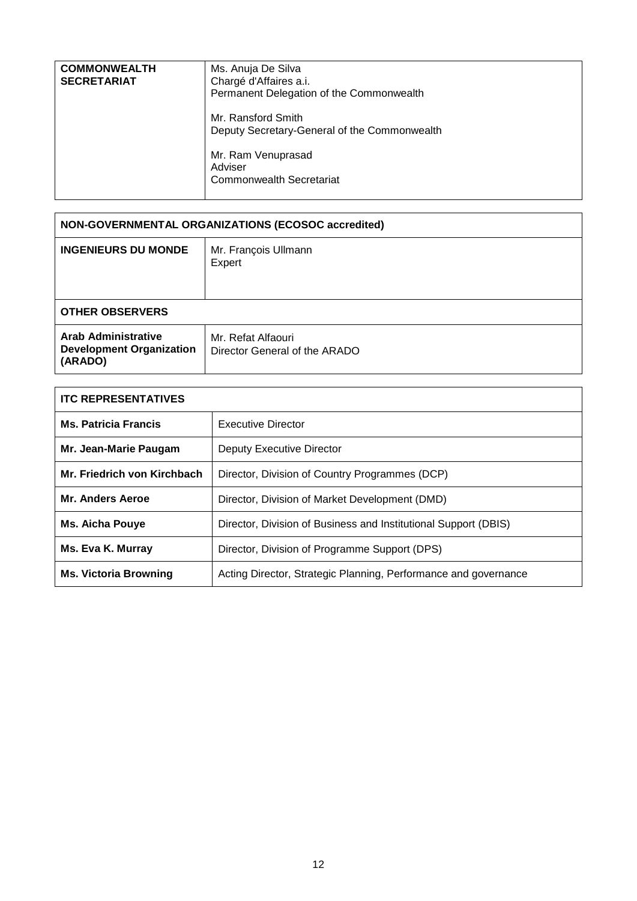| | |
|---|---|
| **COMMONWEALTH SECRETARIAT** | Ms. Anuja De Silva<br>Chargé d'Affaires a.i.<br>Permanent Delegation of the Commonwealth<br><br>Mr. Ransford Smith<br>Deputy Secretary-General of the Commonwealth<br><br>Mr. Ram Venuprasad<br>Adviser<br>Commonwealth Secretariat |

| **NON-GOVERNMENTAL ORGANIZATIONS (ECOSOC accredited)** | |
|---|---|
| **INGENIEURS DU MONDE** | Mr. François Ullmann<br>Expert |
| **OTHER OBSERVERS** | |
| **Arab Administrative Development Organization (ARADO)** | Mr. Refat Alfaouri<br>Director General of the ARADO |

| **ITC REPRESENTATIVES** | |
|---|---|
| **Ms. Patricia Francis** | Executive Director |
| **Mr. Jean-Marie Paugam** | Deputy Executive Director |
| **Mr. Friedrich von Kirchbach** | Director, Division of Country Programmes (DCP) |
| **Mr. Anders Aeroe** | Director, Division of Market Development (DMD) |
| **Ms. Aicha Pouye** | Director, Division of Business and Institutional Support (DBIS) |
| **Ms. Eva K. Murray** | Director, Division of Programme Support (DPS) |
| **Ms. Victoria Browning** | Acting Director, Strategic Planning, Performance and governance |